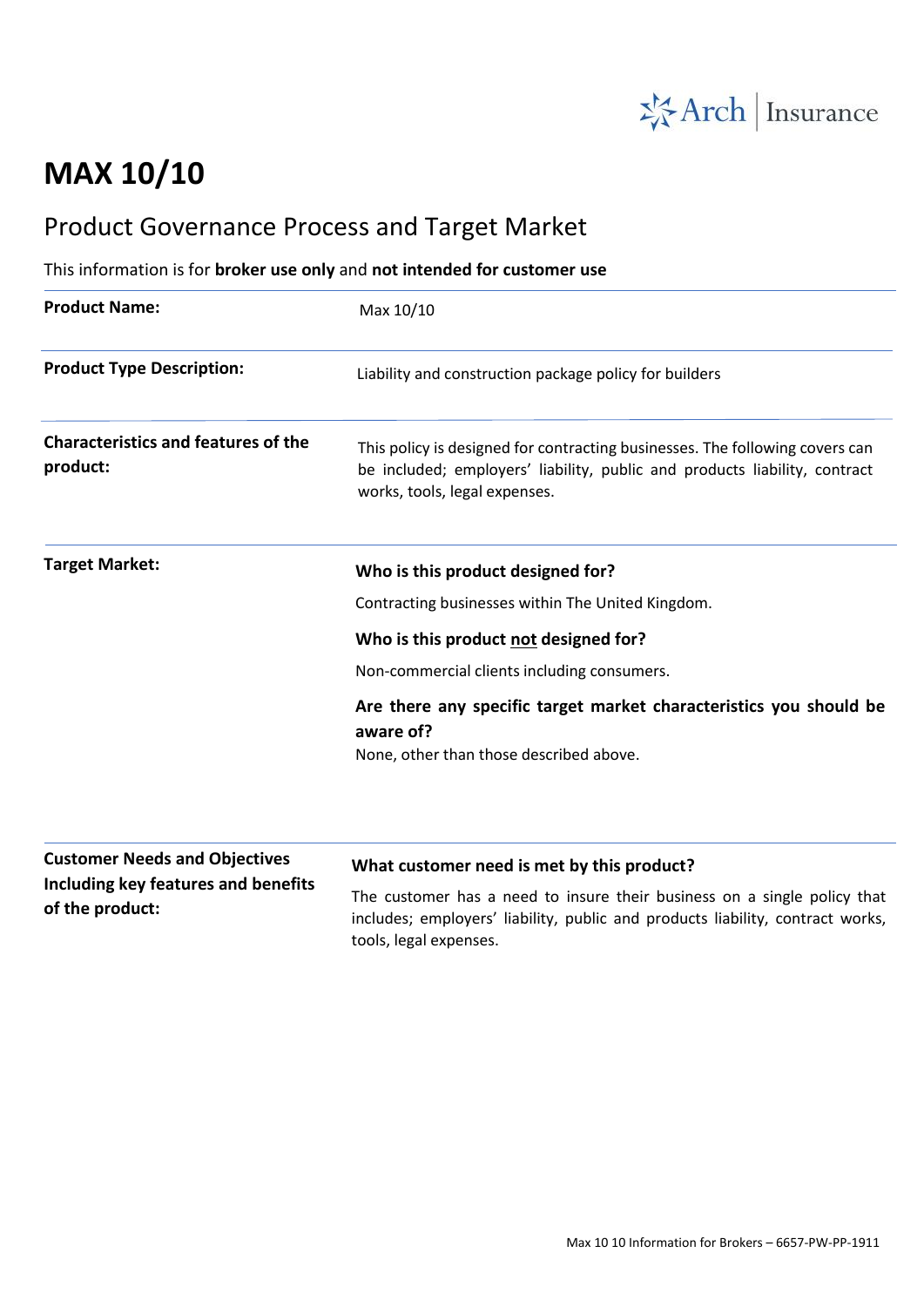# MAX 10/10

## Product Governance Process and Target Market

This information is for **broker use only** and **not intended for customer use**

| | |
|---|---|
| **Product Name:** | Max 10/10 |
| **Product Type Description:** | Liability and construction package policy for builders |
| **Characteristics and features of the product:** | This policy is designed for contracting businesses. The following covers can be included; employers' liability, public and products liability, contract works, tools, legal expenses. |
| **Target Market:** | **Who is this product designed for?**<br>Contracting businesses within The United Kingdom.<br>**Who is this product not designed for?**<br>Non-commercial clients including consumers.<br>**Are there any specific target market characteristics you should be aware of?**<br>None, other than those described above. |
| **Customer Needs and Objectives Including key features and benefits of the product:** | **What customer need is met by this product?**<br>The customer has a need to insure their business on a single policy that includes; employers' liability, public and products liability, contract works, tools, legal expenses. |

Max 10 10 Information for Brokers – 6657-PW-PP-1911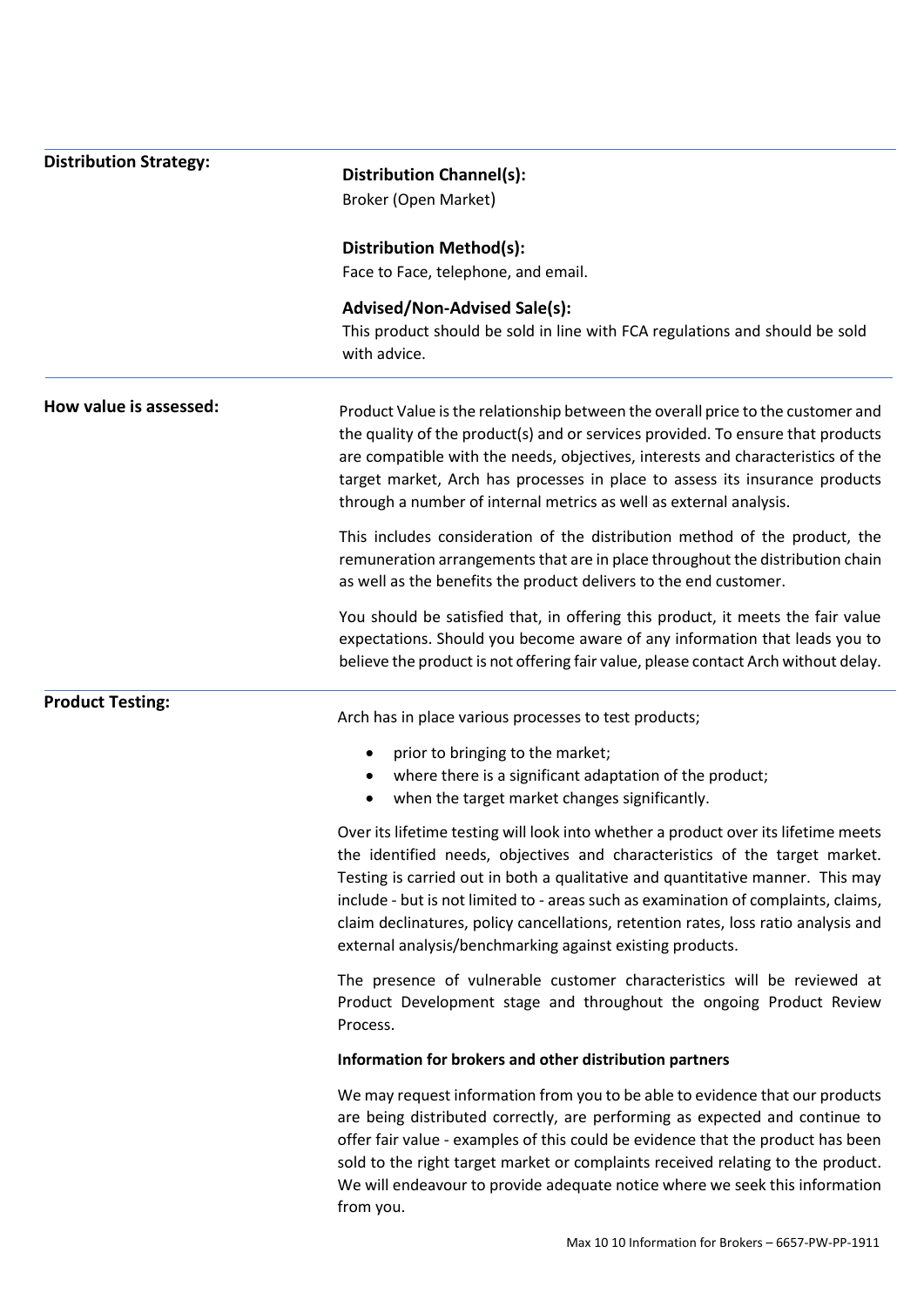## Distribution Strategy:

**Distribution Channel(s):**
Broker (Open Market)

**Distribution Method(s):**
Face to Face, telephone, and email.

**Advised/Non-Advised Sale(s):**
This product should be sold in line with FCA regulations and should be sold with advice.

## How value is assessed:

Product Value is the relationship between the overall price to the customer and the quality of the product(s) and or services provided. To ensure that products are compatible with the needs, objectives, interests and characteristics of the target market, Arch has processes in place to assess its insurance products through a number of internal metrics as well as external analysis.

This includes consideration of the distribution method of the product, the remuneration arrangements that are in place throughout the distribution chain as well as the benefits the product delivers to the end customer.

You should be satisfied that, in offering this product, it meets the fair value expectations. Should you become aware of any information that leads you to believe the product is not offering fair value, please contact Arch without delay.

## Product Testing:

Arch has in place various processes to test products;

- prior to bringing to the market;
- where there is a significant adaptation of the product;
- when the target market changes significantly.

Over its lifetime testing will look into whether a product over its lifetime meets the identified needs, objectives and characteristics of the target market. Testing is carried out in both a qualitative and quantitative manner. This may include - but is not limited to - areas such as examination of complaints, claims, claim declinatures, policy cancellations, retention rates, loss ratio analysis and external analysis/benchmarking against existing products.

The presence of vulnerable customer characteristics will be reviewed at Product Development stage and throughout the ongoing Product Review Process.

**Information for brokers and other distribution partners**

We may request information from you to be able to evidence that our products are being distributed correctly, are performing as expected and continue to offer fair value - examples of this could be evidence that the product has been sold to the right target market or complaints received relating to the product. We will endeavour to provide adequate notice where we seek this information from you.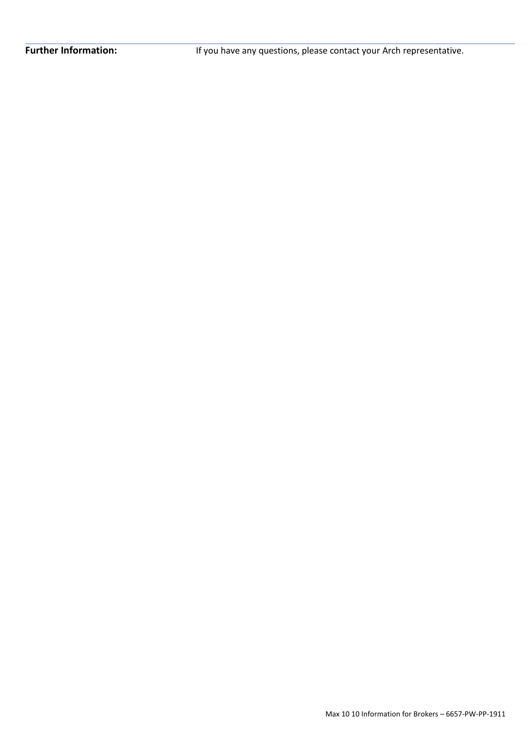**Further Information:** If you have any questions, please contact your Arch representative.